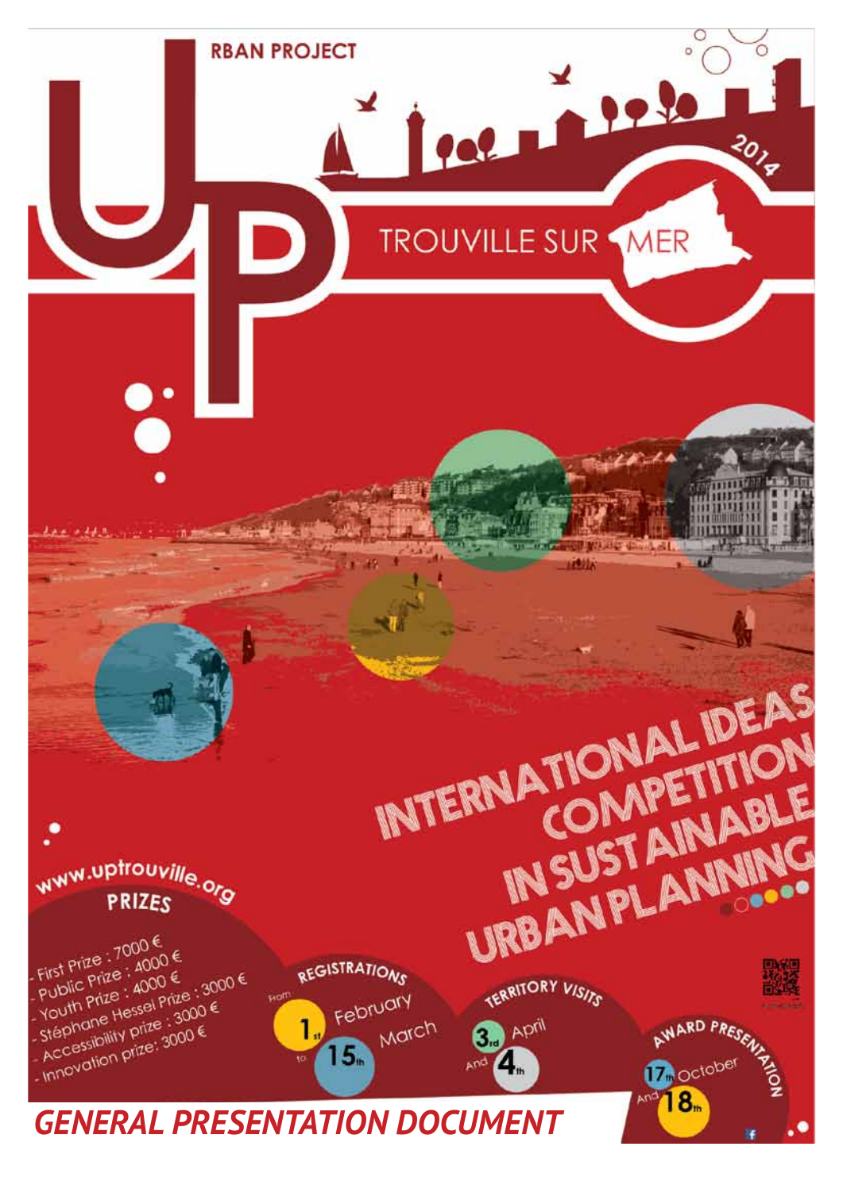# UP – URBAN PROJECT

## TROUVILLE SUR MER

2014

# INTERNATIONAL IDEAS COMPETITION IN SUSTAINABLE URBAN PLANNING

www.uptrouville.org

**PRIZES**

- First Prize : 7000 €
- Public Prize : 4000 €
- Youth Prize : 4000 €
- Stéphane Hessel Prize : 3000 €
- Accessibility prize : 3000 €
- Innovation prize: 3000 €

**REGISTRATIONS**

From 1st February to 15th March

**TERRITORY VISITS**

3rd And 4th April

**AWARD PRESENTATION**

17th And 18th October

## GENERAL PRESENTATION DOCUMENT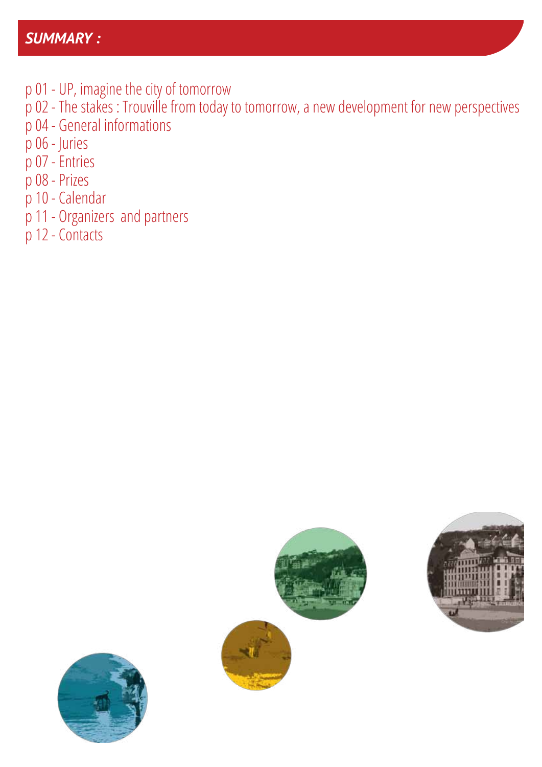## *SUMMARY :*

p 01 - UP, imagine the city of tomorrow
p 02 - The stakes : Trouville from today to tomorrow, a new development for new perspectives
p 04 - General informations
p 06 - Juries
p 07 - Entries
p 08 - Prizes
p 10 - Calendar
p 11 - Organizers and partners
p 12 - Contacts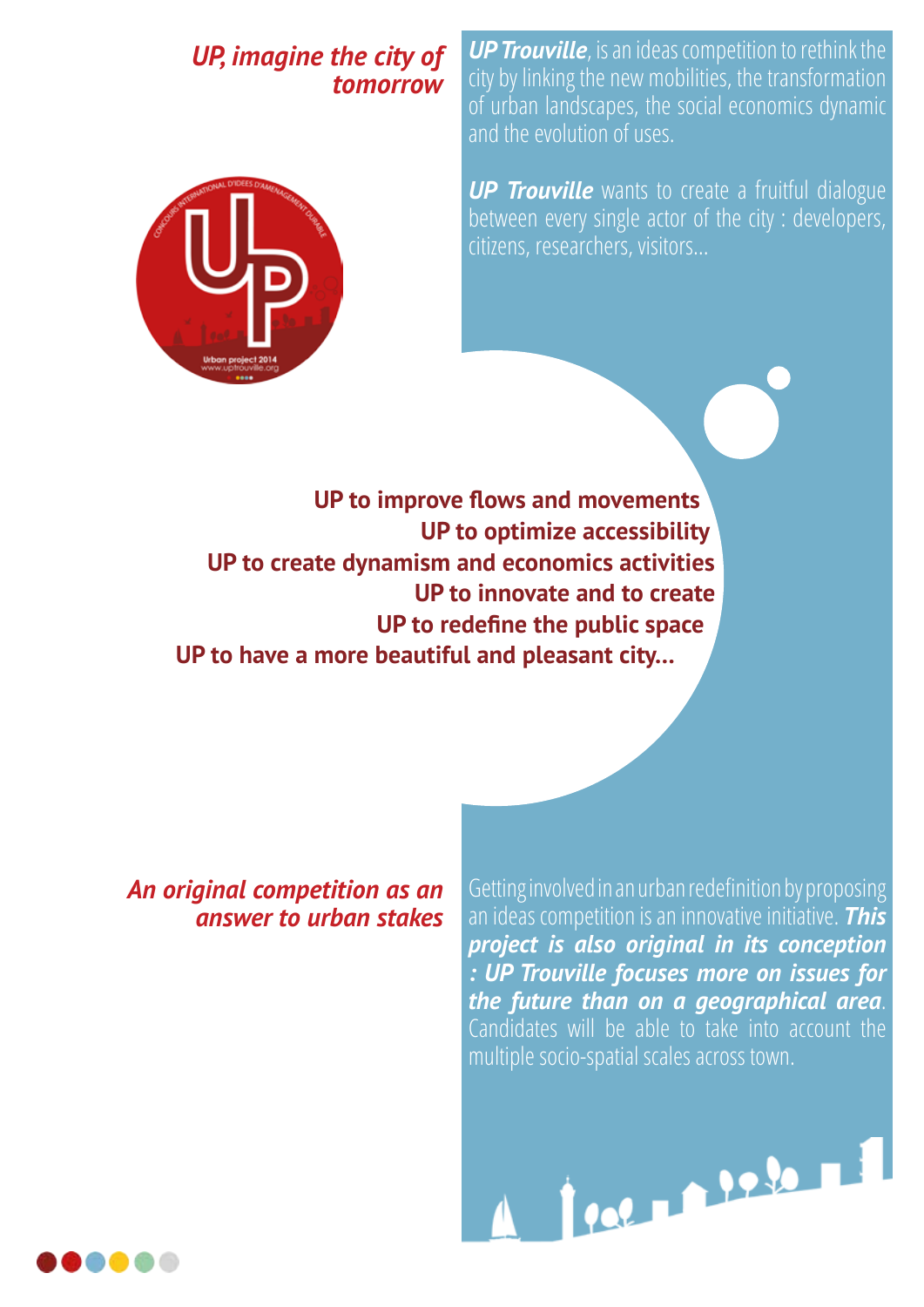## *UP, imagine the city of tomorrow*

***UP Trouville***, is an ideas competition to rethink the city by linking the new mobilities, the transformation of urban landscapes, the social economics dynamic and the evolution of uses.

***UP Trouville*** wants to create a fruitful dialogue between every single actor of the city : developers, citizens, researchers, visitors...

**UP to improve flows and movements**
**UP to optimize accessibility**
**UP to create dynamism and economics activities**
**UP to innovate and to create**
**UP to redefine the public space**
**UP to have a more beautiful and pleasant city...**

## *An original competition as an answer to urban stakes*

Getting involved in an urban redefinition by proposing an ideas competition is an innovative initiative. ***This project is also original in its conception : UP Trouville focuses more on issues for the future than on a geographical area***. Candidates will be able to take into account the multiple socio-spatial scales across town.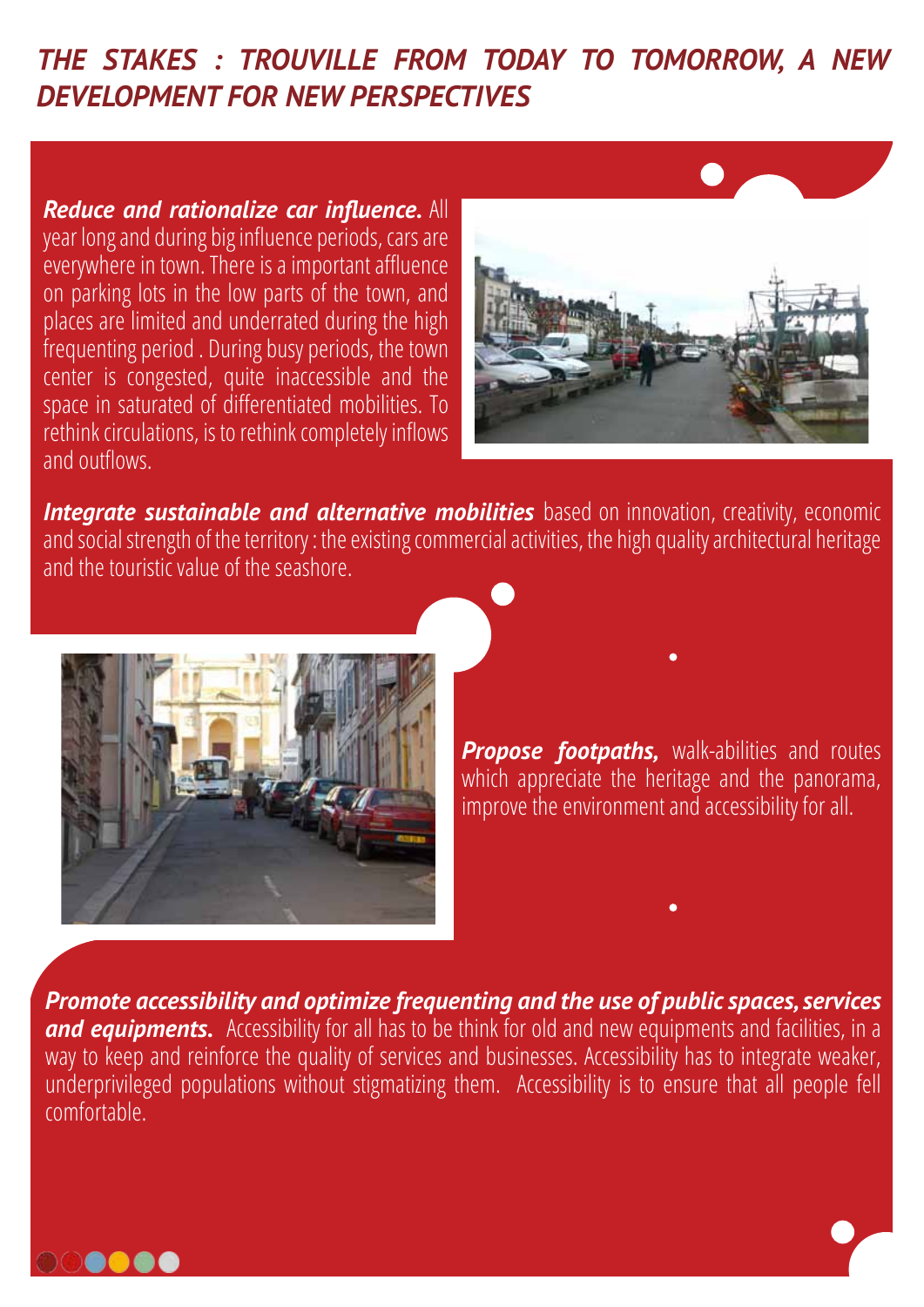## *THE STAKES : TROUVILLE FROM TODAY TO TOMORROW, A NEW DEVELOPMENT FOR NEW PERSPECTIVES*

***Reduce and rationalize car influence.*** All year long and during big influence periods, cars are everywhere in town. There is a important affluence on parking lots in the low parts of the town, and places are limited and underrated during the high frequenting period . During busy periods, the town center is congested, quite inaccessible and the space in saturated of differentiated mobilities. To rethink circulations, is to rethink completely inflows and outflows.

***Integrate sustainable and alternative mobilities*** based on innovation, creativity, economic and social strength of the territory : the existing commercial activities, the high quality architectural heritage and the touristic value of the seashore.

***Propose footpaths,*** walk-abilities and routes which appreciate the heritage and the panorama, improve the environment and accessibility for all.

***Promote accessibility and optimize frequenting and the use of public spaces, services and equipments.*** Accessibility for all has to be think for old and new equipments and facilities, in a way to keep and reinforce the quality of services and businesses. Accessibility has to integrate weaker, underprivileged populations without stigmatizing them. Accessibility is to ensure that all people fell comfortable.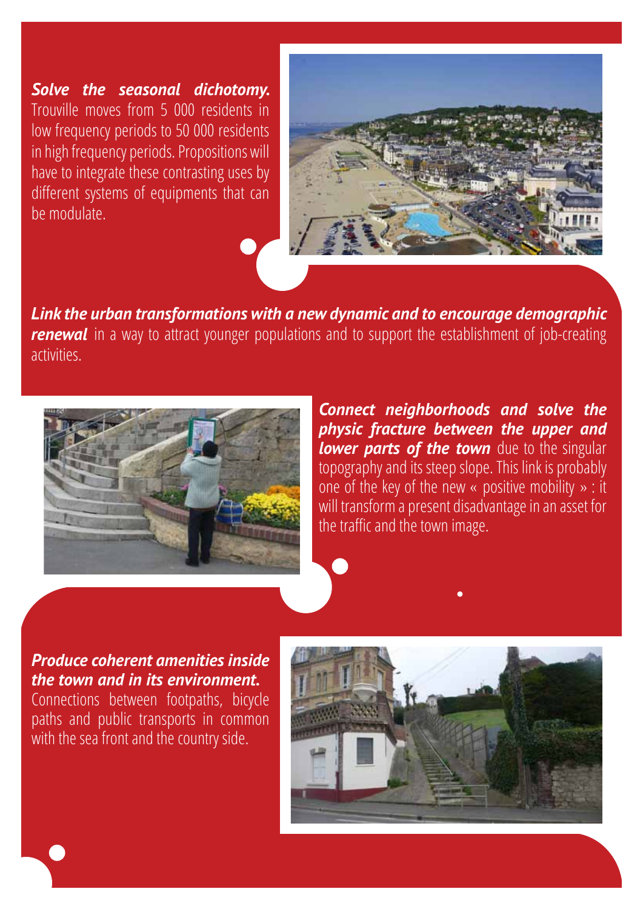***Solve the seasonal dichotomy.*** Trouville moves from 5 000 residents in low frequency periods to 50 000 residents in high frequency periods. Propositions will have to integrate these contrasting uses by different systems of equipments that can be modulate.

***Link the urban transformations with a new dynamic and to encourage demographic renewal*** in a way to attract younger populations and to support the establishment of job-creating activities.

***Connect neighborhoods and solve the physic fracture between the upper and lower parts of the town*** due to the singular topography and its steep slope. This link is probably one of the key of the new « positive mobility » : it will transform a present disadvantage in an asset for the traffic and the town image.

***Produce coherent amenities inside the town and in its environment.*** Connections between footpaths, bicycle paths and public transports in common with the sea front and the country side.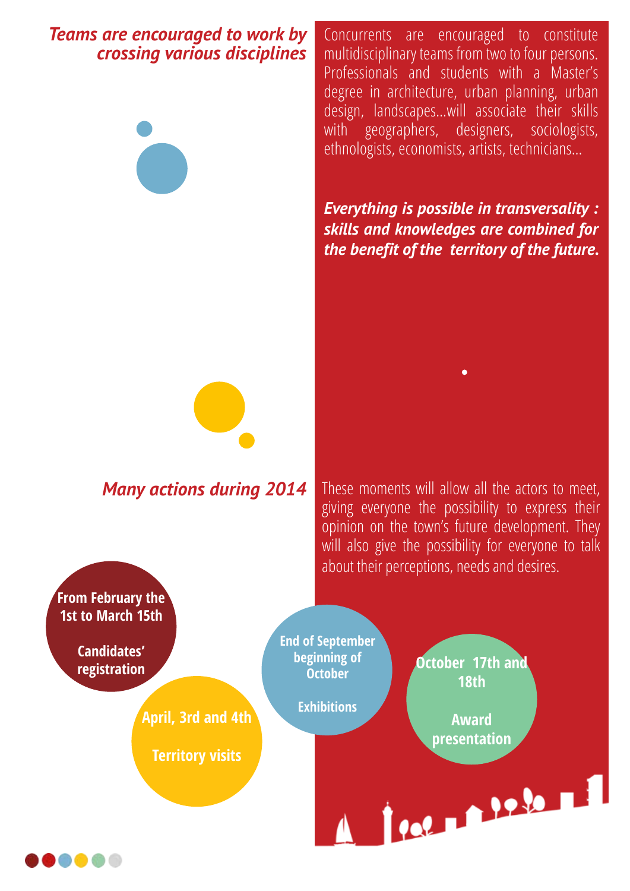## *Teams are encouraged to work by crossing various disciplines*

Concurrents are encouraged to constitute multidisciplinary teams from two to four persons. Professionals and students with a Master's degree in architecture, urban planning, urban design, landscapes...will associate their skills with geographers, designers, sociologists, ethnologists, economists, artists, technicians...

***Everything is possible in transversality : skills and knowledges are combined for the benefit of the territory of the future.***

## *Many actions during 2014*

These moments will allow all the actors to meet, giving everyone the possibility to express their opinion on the town's future development. They will also give the possibility for everyone to talk about their perceptions, needs and desires.

**From February the 1st to March 15th**

**Candidates' registration**

**April, 3rd and 4th**

**Territory visits**

**End of September beginning of October**

**Exhibitions**

**October 17th and 18th**

**Award presentation**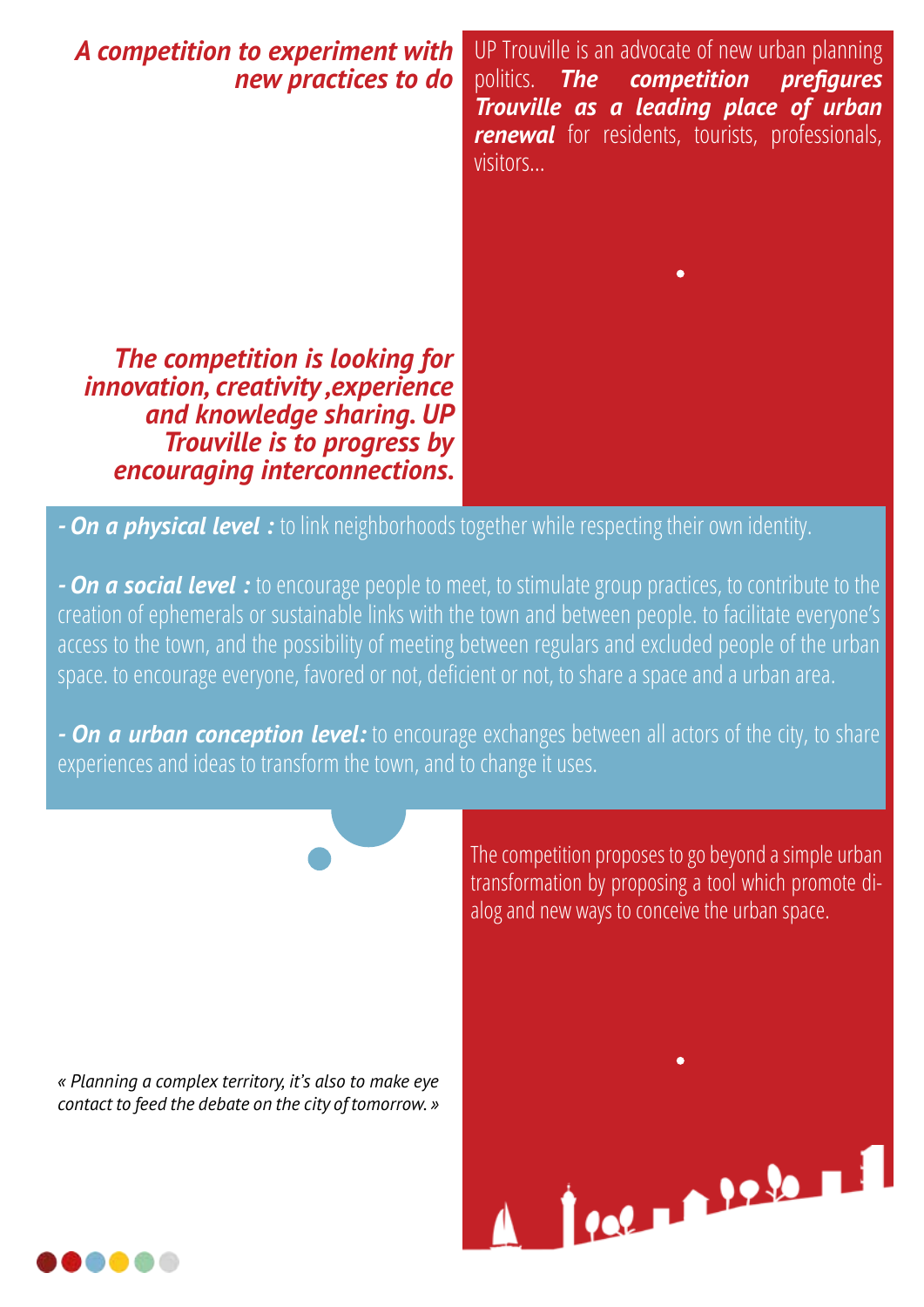## *A competition to experiment with new practices to do*

UP Trouville is an advocate of new urban planning politics. ***The competition prefigures Trouville as a leading place of urban renewal*** for residents, tourists, professionals, visitors...

***The competition is looking for innovation, creativity ,experience and knowledge sharing. UP Trouville is to progress by encouraging interconnections.***

***- On a physical level :*** to link neighborhoods together while respecting their own identity.

***- On a social level :*** to encourage people to meet, to stimulate group practices, to contribute to the creation of ephemerals or sustainable links with the town and between people. to facilitate everyone's access to the town, and the possibility of meeting between regulars and excluded people of the urban space. to encourage everyone, favored or not, deficient or not, to share a space and a urban area.

***- On a urban conception level:*** to encourage exchanges between all actors of the city, to share experiences and ideas to transform the town, and to change it uses.

The competition proposes to go beyond a simple urban transformation by proposing a tool which promote dialog and new ways to conceive the urban space.

*« Planning a complex territory, it's also to make eye contact to feed the debate on the city of tomorrow. »*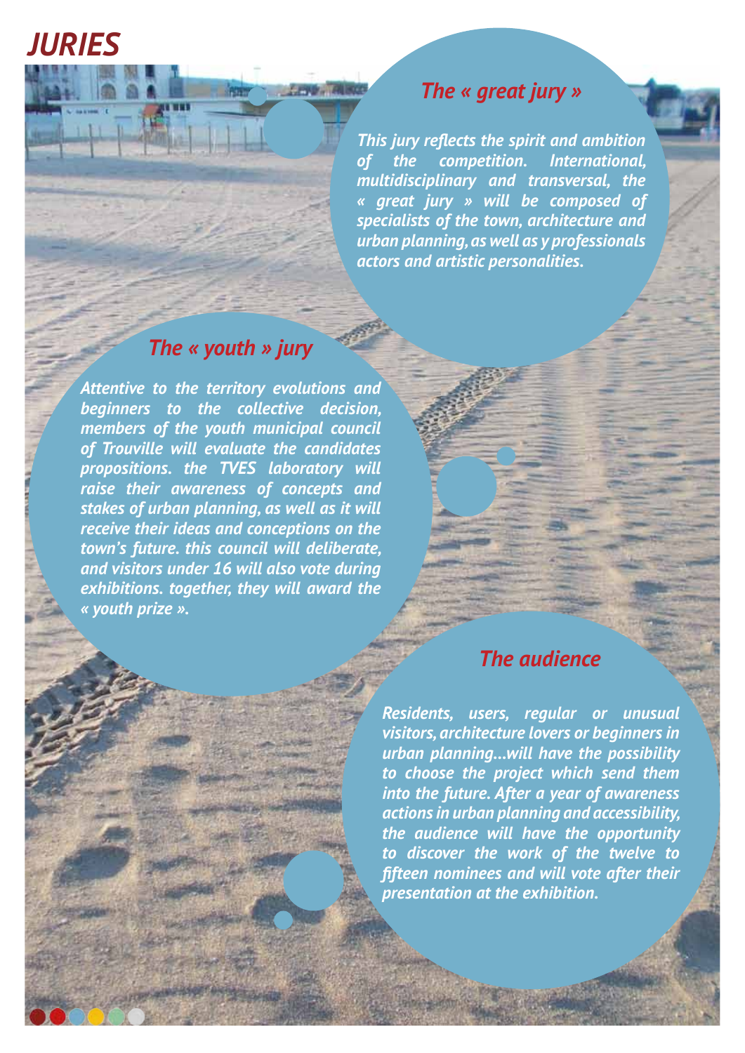# JURIES

## The « great jury »

*This jury reflects the spirit and ambition of the competition. International, multidisciplinary and transversal, the « great jury » will be composed of specialists of the town, architecture and urban planning, as well as y professionals actors and artistic personalities.*

## The « youth » jury

*Attentive to the territory evolutions and beginners to the collective decision, members of the youth municipal council of Trouville will evaluate the candidates propositions. the TVES laboratory will raise their awareness of concepts and stakes of urban planning, as well as it will receive their ideas and conceptions on the town's future. this council will deliberate, and visitors under 16 will also vote during exhibitions. together, they will award the « youth prize ».*

## The audience

*Residents, users, regular or unusual visitors, architecture lovers or beginners in urban planning...will have the possibility to choose the project which send them into the future. After a year of awareness actions in urban planning and accessibility, the audience will have the opportunity to discover the work of the twelve to fifteen nominees and will vote after their presentation at the exhibition.*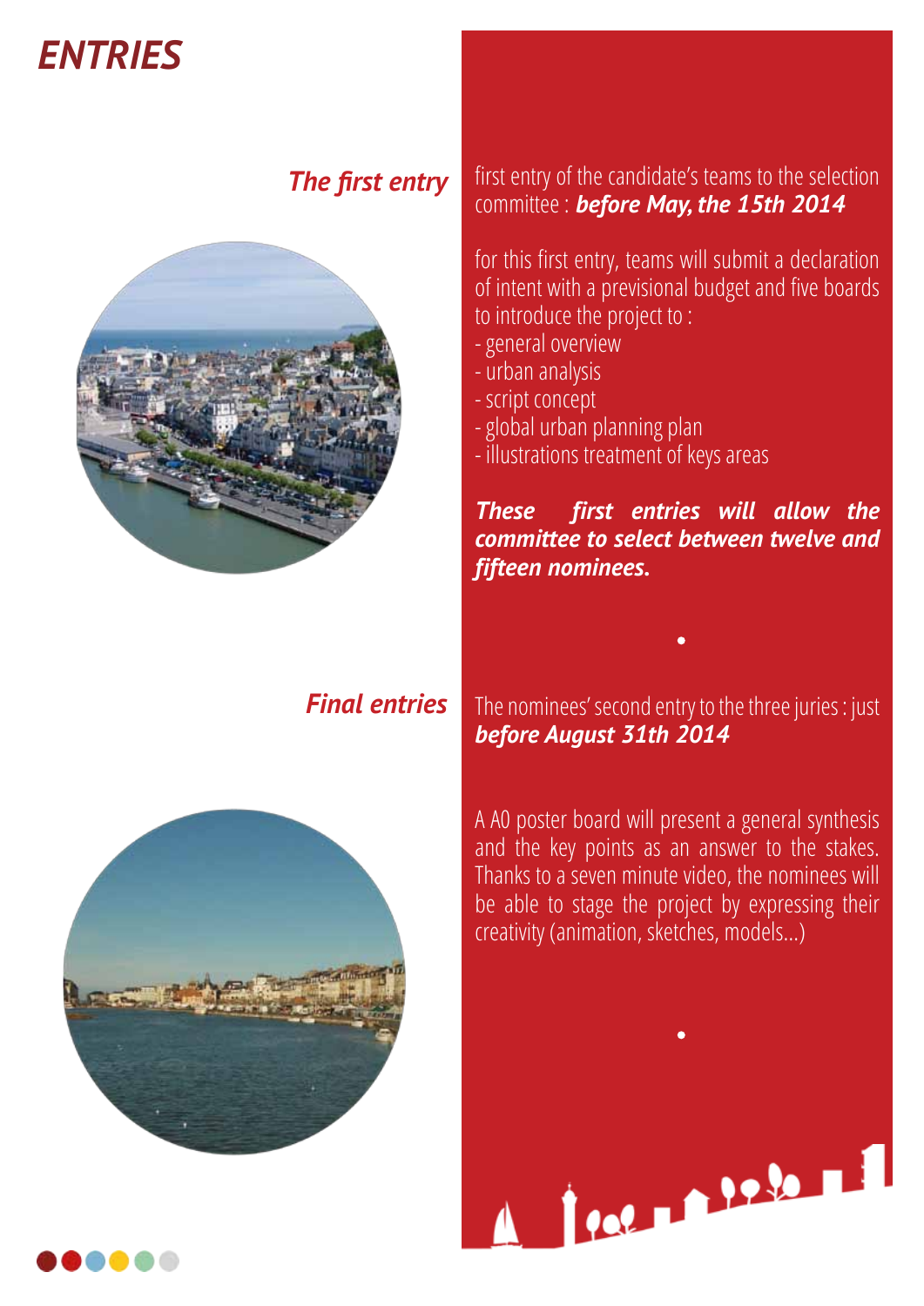# ENTRIES

## *The first entry*

first entry of the candidate's teams to the selection committee : ***before May, the 15th 2014***

for this first entry, teams will submit a declaration of intent with a previsional budget and five boards to introduce the project to :

- general overview
- urban analysis
- script concept
- global urban planning plan
- illustrations treatment of keys areas

***These first entries will allow the committee to select between twelve and fifteen nominees.***

## *Final entries*

The nominees' second entry to the three juries : just ***before August 31th 2014***

A A0 poster board will present a general synthesis and the key points as an answer to the stakes. Thanks to a seven minute video, the nominees will be able to stage the project by expressing their creativity (animation, sketches, models...)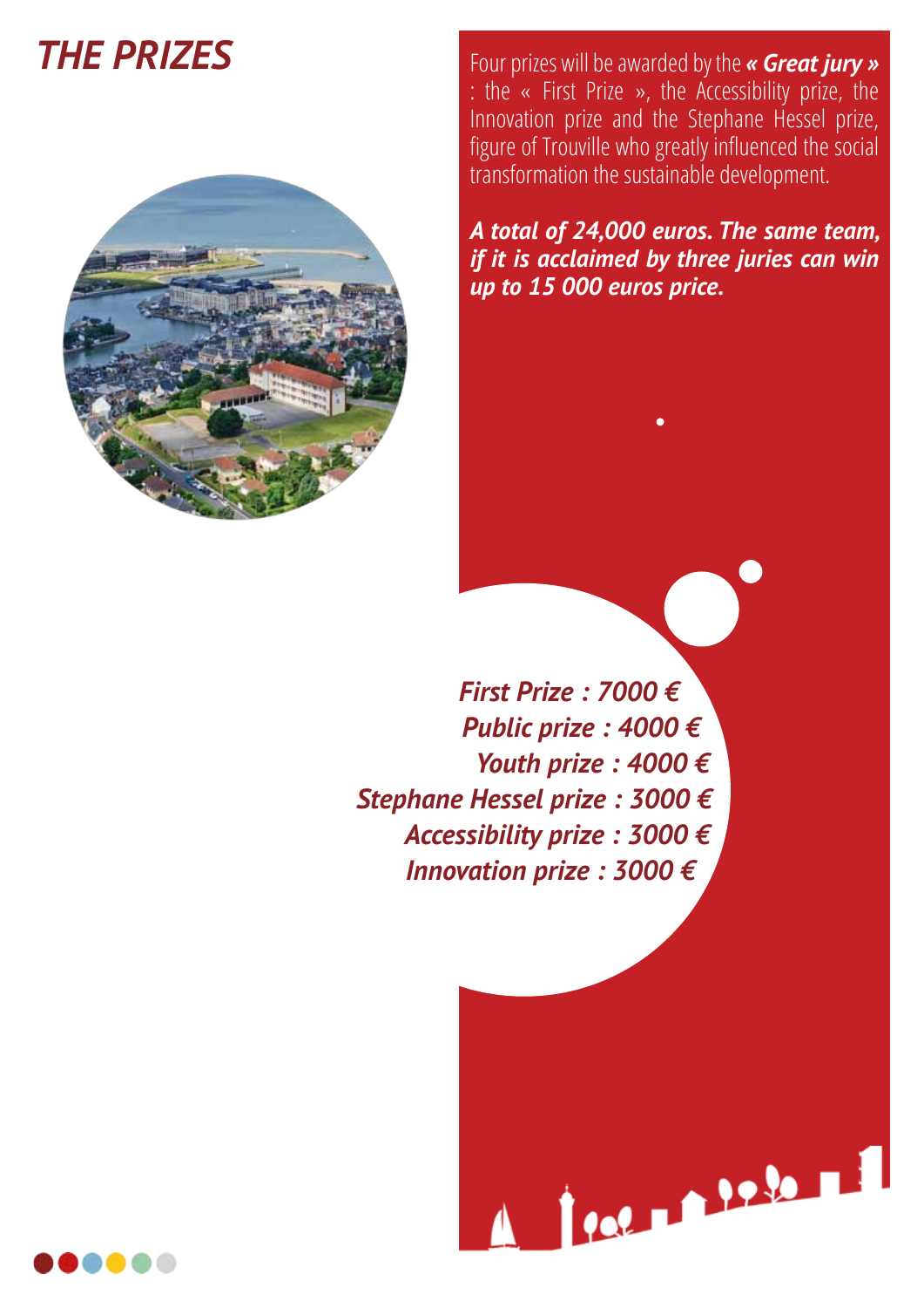# THE PRIZES

Four prizes will be awarded by the ***« Great jury »*** : the « First Prize », the Accessibility prize, the Innovation prize and the Stephane Hessel prize, figure of Trouville who greatly influenced the social transformation the sustainable development.

***A total of 24,000 euros. The same team, if it is acclaimed by three juries can win up to 15 000 euros price.***

***First Prize : 7000 €***
***Public prize : 4000 €***
***Youth prize : 4000 €***
***Stephane Hessel prize : 3000 €***
***Accessibility prize : 3000 €***
***Innovation prize : 3000 €***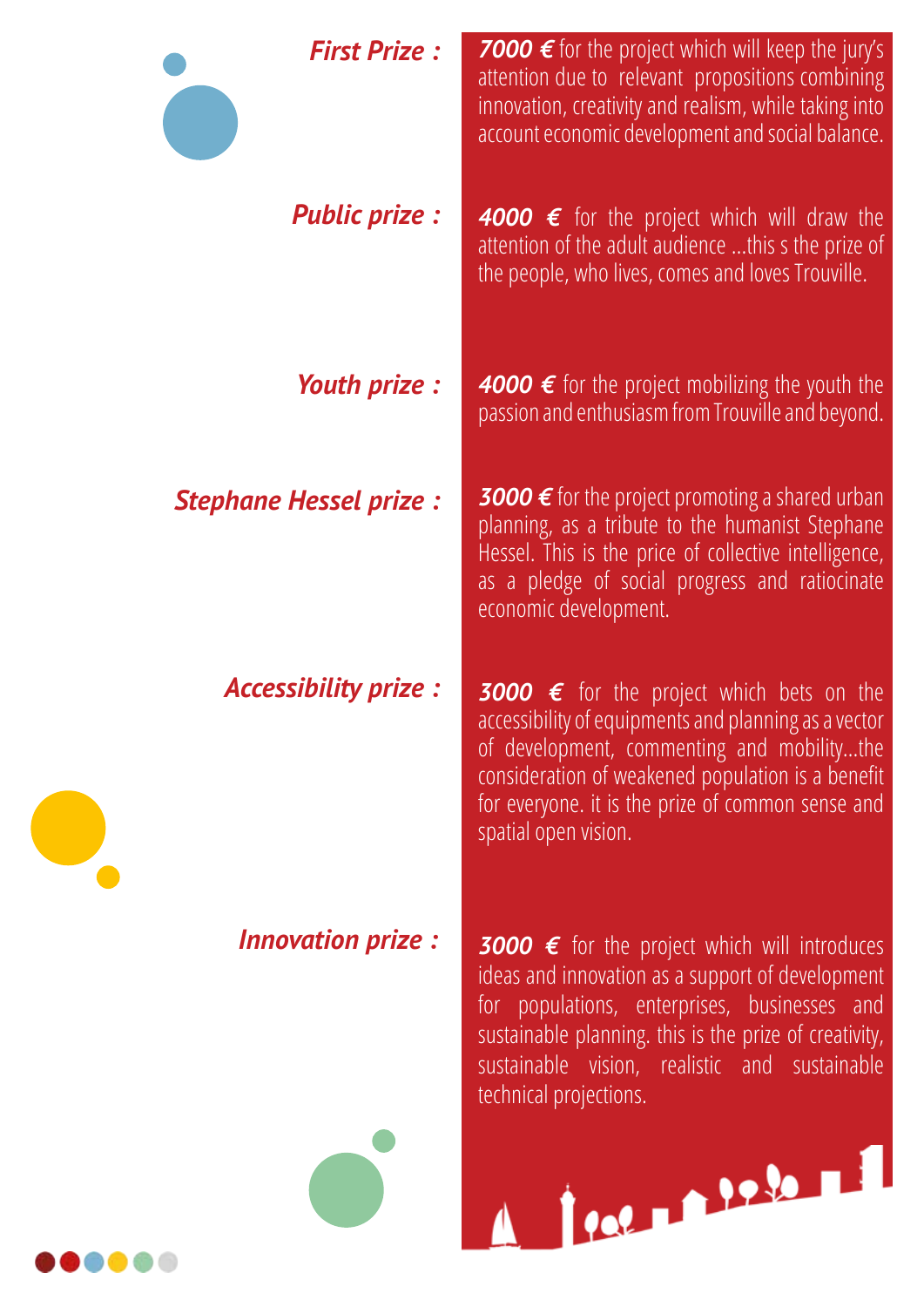***First Prize :***

***7000 €*** for the project which will keep the jury's attention due to relevant propositions combining innovation, creativity and realism, while taking into account economic development and social balance.

***Public prize :***

***4000 €*** for the project which will draw the attention of the adult audience ...this s the prize of the people, who lives, comes and loves Trouville.

***Youth prize :***

***4000 €*** for the project mobilizing the youth the passion and enthusiasm from Trouville and beyond.

***Stephane Hessel prize :***

***3000 €*** for the project promoting a shared urban planning, as a tribute to the humanist Stephane Hessel. This is the price of collective intelligence, as a pledge of social progress and ratiocinate economic development.

***Accessibility prize :***

***3000 €*** for the project which bets on the accessibility of equipments and planning as a vector of development, commenting and mobility...the consideration of weakened population is a benefit for everyone. it is the prize of common sense and spatial open vision.

***Innovation prize :***

***3000 €*** for the project which will introduces ideas and innovation as a support of development for populations, enterprises, businesses and sustainable planning. this is the prize of creativity, sustainable vision, realistic and sustainable technical projections.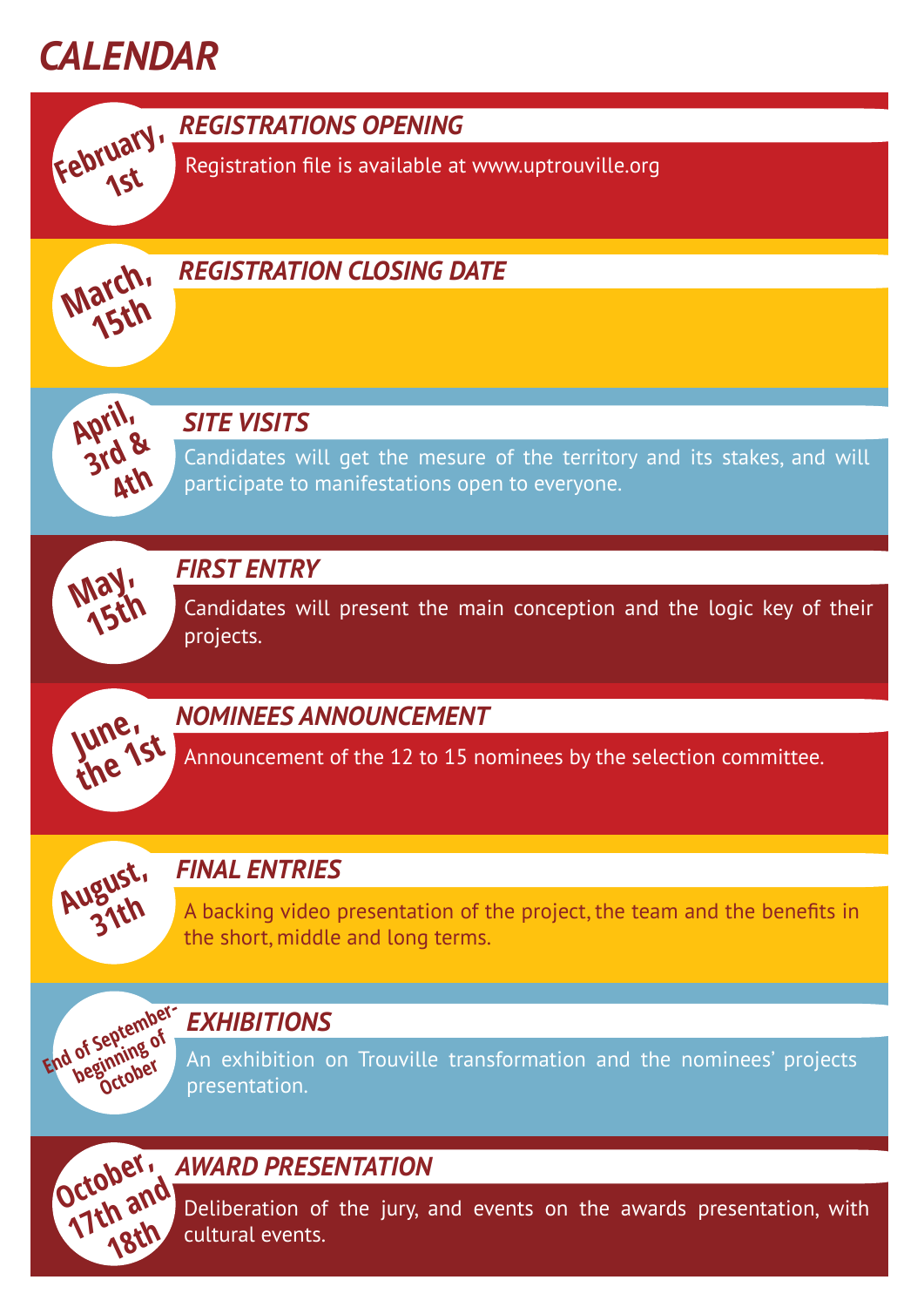# CALENDAR

**February, 1st**

### *REGISTRATIONS OPENING*

Registration file is available at www.uptrouville.org

**March, 15th**

### *REGISTRATION CLOSING DATE*

**April, 3rd & 4th**

### *SITE VISITS*

Candidates will get the mesure of the territory and its stakes, and will participate to manifestations open to everyone.

**May, 15th**

### *FIRST ENTRY*

Candidates will present the main conception and the logic key of their projects.

**June, the 1st**

### *NOMINEES ANNOUNCEMENT*

Announcement of the 12 to 15 nominees by the selection committee.

**August, 31th**

### *FINAL ENTRIES*

A backing video presentation of the project, the team and the benefits in the short, middle and long terms.

**End of September-beginning of October**

### *EXHIBITIONS*

An exhibition on Trouville transformation and the nominees' projects presentation.

**October, 17th and 18th**

### *AWARD PRESENTATION*

Deliberation of the jury, and events on the awards presentation, with cultural events.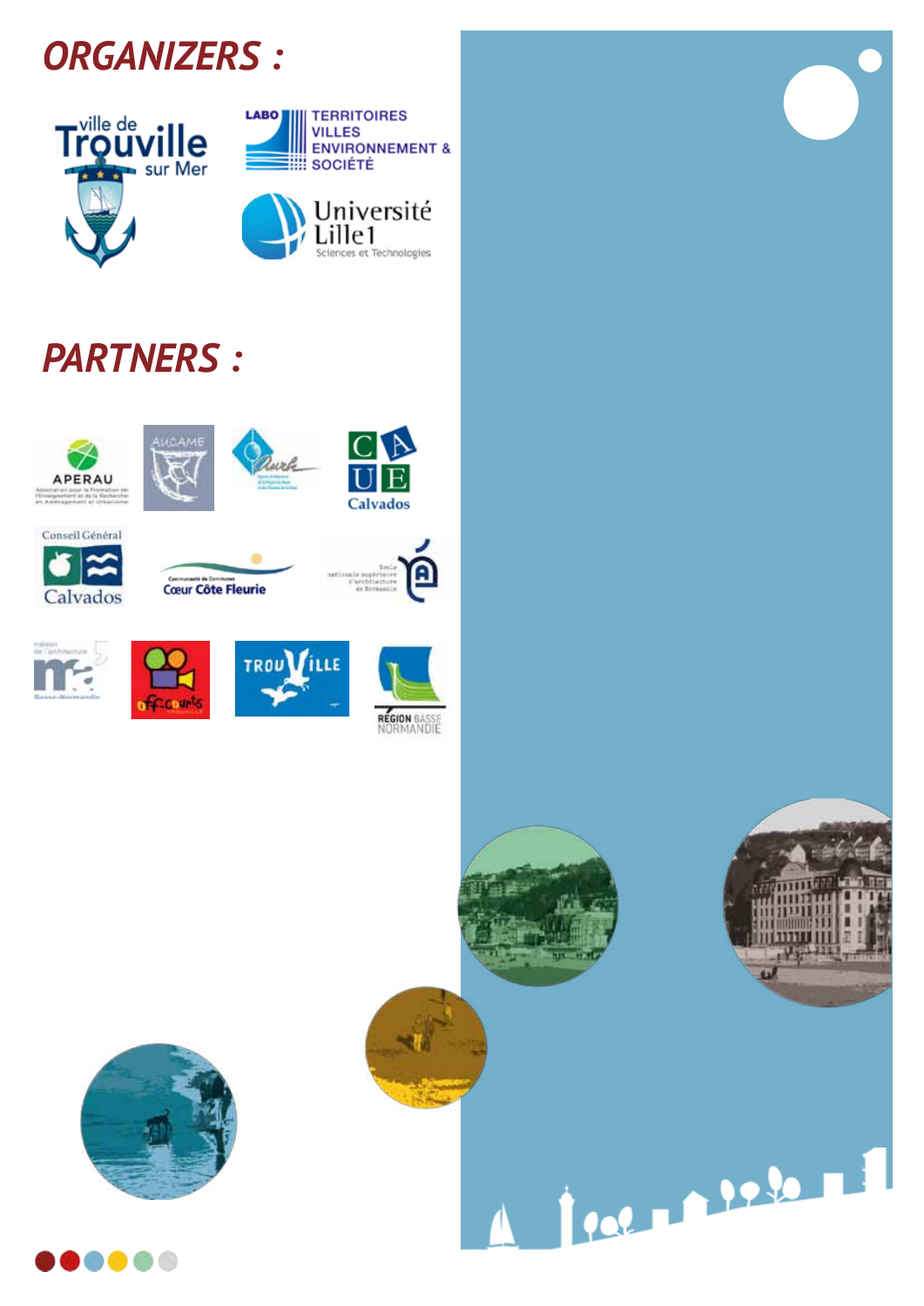# ORGANIZERS :

ville de Trouville sur Mer

LABO TERRITOIRES VILLES ENVIRONNEMENT & SOCIÉTÉ

Université Lille1 Sciences et Technologies

# PARTNERS :

APERAU

AUCAME

Aurh

CAUE Calvados

Conseil Général Calvados

Communauté de Communes Cœur Côte Fleurie

École nationale supérieure d'architecture de Normandie

maison de l'architecture Basse-Normandie

off-courts

TROUVILLE

RÉGION BASSE NORMANDIE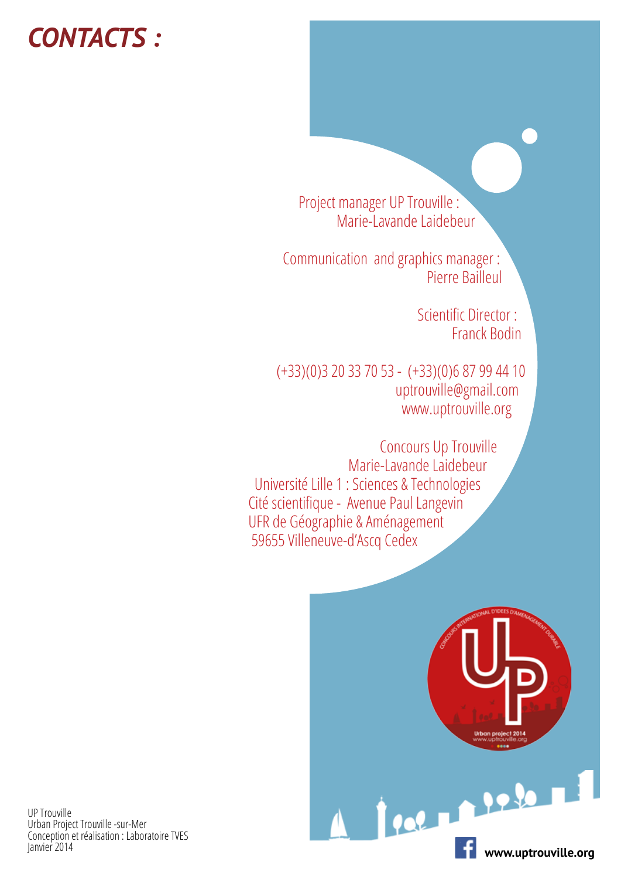# CONTACTS :

Project manager UP Trouville :
Marie-Lavande Laidebeur

Communication and graphics manager :
Pierre Bailleul

Scientific Director :
Franck Bodin

(+33)(0)3 20 33 70 53 - (+33)(0)6 87 99 44 10
uptrouville@gmail.com
www.uptrouville.org

Concours Up Trouville
Marie-Lavande Laidebeur
Université Lille 1 : Sciences & Technologies
Cité scientifique - Avenue Paul Langevin
UFR de Géographie & Aménagement
59655 Villeneuve-d'Ascq Cedex

UP Trouville
Urban Project Trouville -sur-Mer
Conception et réalisation : Laboratoire TVES
Janvier 2014

www.uptrouville.org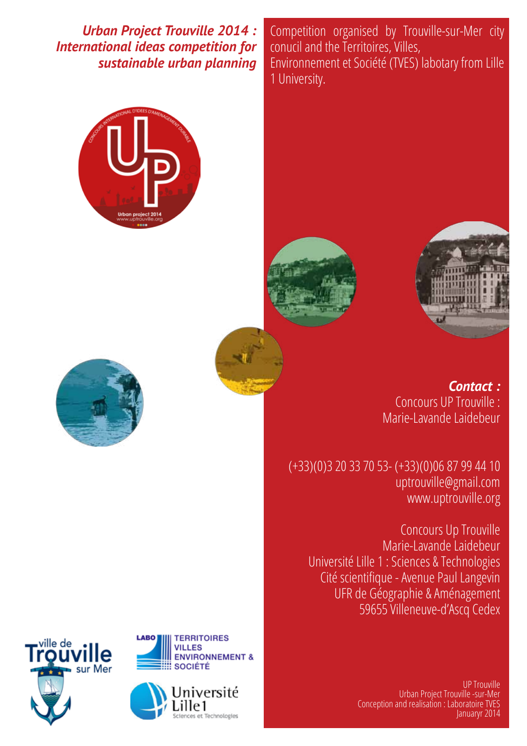**_Urban Project Trouville 2014 : International ideas competition for sustainable urban planning_**

Competition organised by Trouville-sur-Mer city conucil and the Territoires, Villes, Environnement et Société (TVES) labotary from Lille 1 University.

**_Contact :_**

Concours UP Trouville :
Marie-Lavande Laidebeur

(+33)(0)3 20 33 70 53- (+33)(0)06 87 99 44 10
uptrouville@gmail.com
www.uptrouville.org

Concours Up Trouville
Marie-Lavande Laidebeur
Université Lille 1 : Sciences & Technologies
Cité scientifique - Avenue Paul Langevin
UFR de Géographie & Aménagement
59655 Villeneuve-d'Ascq Cedex

UP Trouville
Urban Project Trouville -sur-Mer
Conception and realisation : Laboratoire TVES
Januaryr 2014